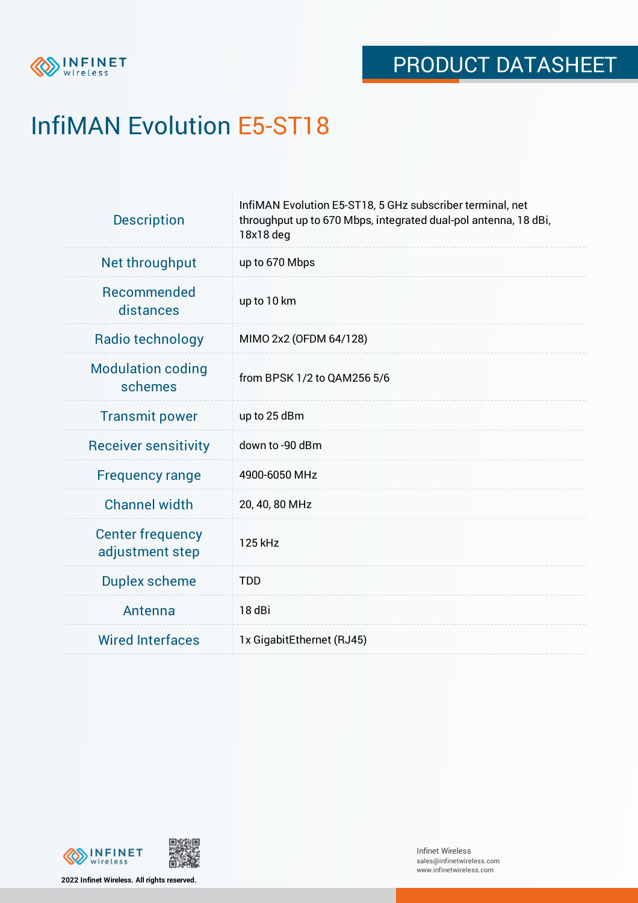PRODUCT DATASHEET

# InfiMAN Evolution E5-ST18

| | |
|---|---|
| Description | InfiMAN Evolution E5-ST18, 5 GHz subscriber terminal, net throughput up to 670 Mbps, integrated dual-pol antenna, 18 dBi, 18x18 deg |
| Net throughput | up to 670 Mbps |
| Recommended distances | up to 10 km |
| Radio technology | MIMO 2x2 (OFDM 64/128) |
| Modulation coding schemes | from BPSK 1/2 to QAM256 5/6 |
| Transmit power | up to 25 dBm |
| Receiver sensitivity | down to -90 dBm |
| Frequency range | 4900-6050 MHz |
| Channel width | 20, 40, 80 MHz |
| Center frequency adjustment step | 125 kHz |
| Duplex scheme | TDD |
| Antenna | 18 dBi |
| Wired Interfaces | 1x GigabitEthernet (RJ45) |

2022 Infinet Wireless. All rights reserved.

Infinet Wireless
sales@infinetwireless.com
www.infinetwireless.com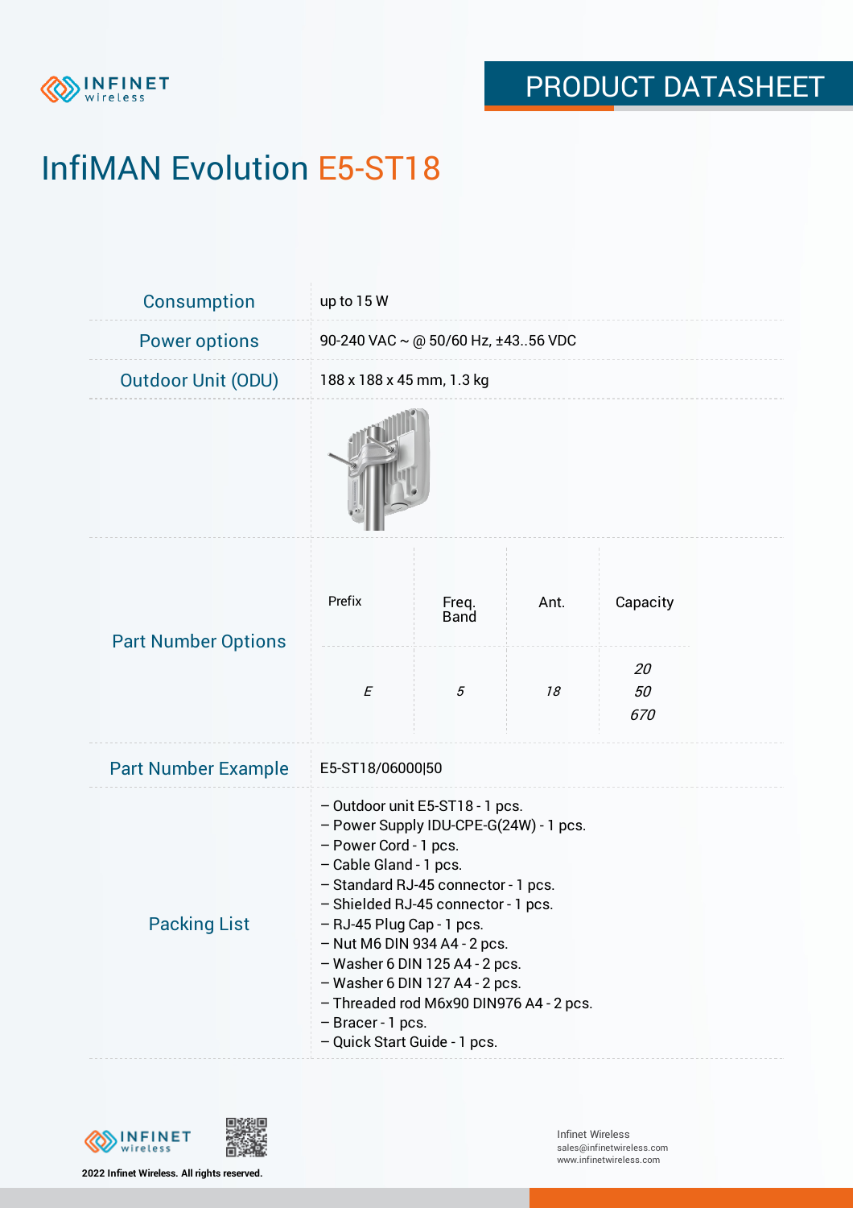# InfiMAN Evolution E5-ST18

| | |
|---|---|
| Consumption | up to 15 W |
| Power options | 90-240 VAC ~ @ 50/60 Hz, ±43..56 VDC |
| Outdoor Unit (ODU) | 188 x 188 x 45 mm, 1.3 kg |

**Part Number Options**

| Prefix | Freq. Band | Ant. | Capacity |
|---|---|---|---|
| *E* | *5* | *18* | *20*<br>*50*<br>*670* |

| | |
|---|---|
| Part Number Example | E5-ST18/06000\|50 |

**Packing List**

- Outdoor unit E5-ST18 - 1 pcs.
- Power Supply IDU-CPE-G(24W) - 1 pcs.
- Power Cord - 1 pcs.
- Cable Gland - 1 pcs.
- Standard RJ-45 connector - 1 pcs.
- Shielded RJ-45 connector - 1 pcs.
- RJ-45 Plug Cap - 1 pcs.
- Nut M6 DIN 934 A4 - 2 pcs.
- Washer 6 DIN 125 A4 - 2 pcs.
- Washer 6 DIN 127 A4 - 2 pcs.
- Threaded rod M6x90 DIN976 A4 - 2 pcs.
- Bracer - 1 pcs.
- Quick Start Guide - 1 pcs.

2022 Infinet Wireless. All rights reserved.

Infinet Wireless
sales@infinetwireless.com
www.infinetwireless.com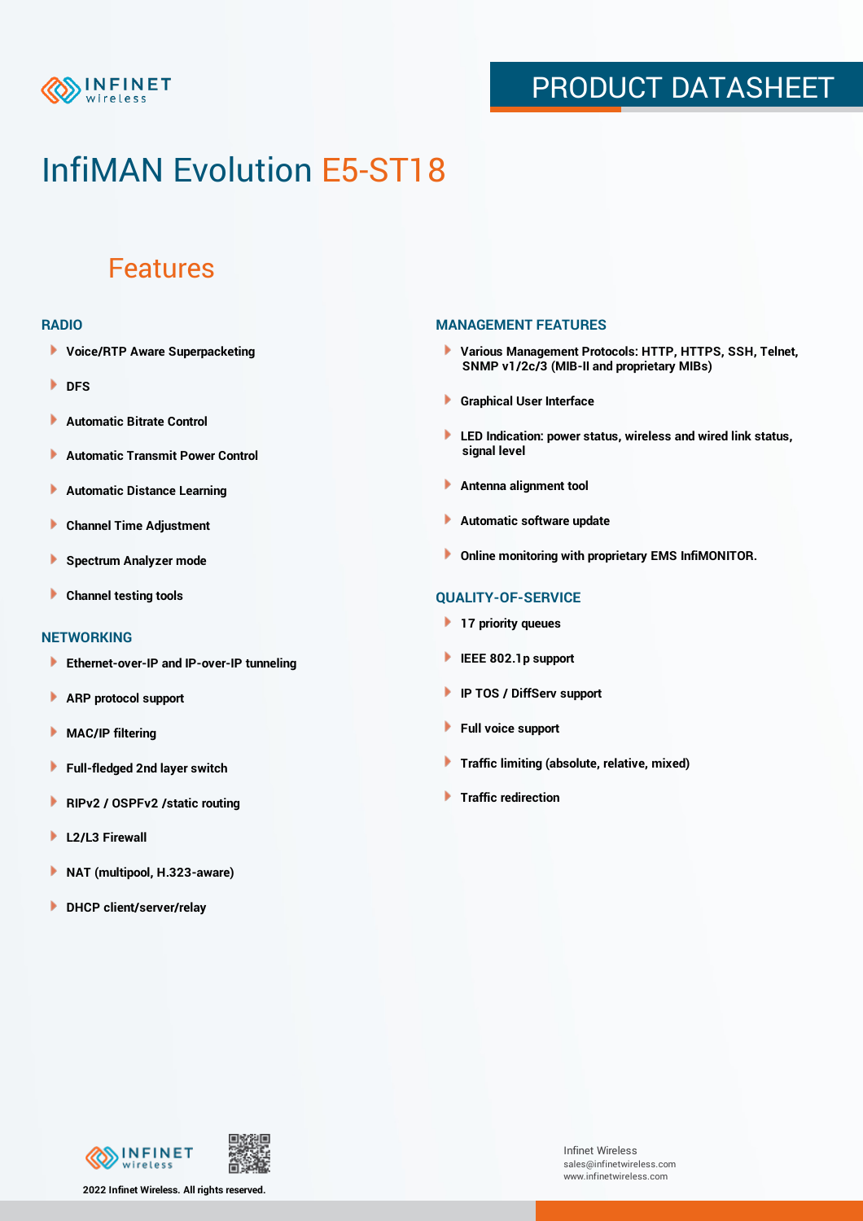PRODUCT DATASHEET

# InfiMAN Evolution E5-ST18

## Features

### RADIO

- Voice/RTP Aware Superpacketing
- DFS
- Automatic Bitrate Control
- Automatic Transmit Power Control
- Automatic Distance Learning
- Channel Time Adjustment
- Spectrum Analyzer mode
- Channel testing tools

### NETWORKING

- Ethernet-over-IP and IP-over-IP tunneling
- ARP protocol support
- MAC/IP filtering
- Full-fledged 2nd layer switch
- RIPv2 / OSPFv2 /static routing
- L2/L3 Firewall
- NAT (multipool, H.323-aware)
- DHCP client/server/relay

### MANAGEMENT FEATURES

- Various Management Protocols: HTTP, HTTPS, SSH, Telnet, SNMP v1/2c/3 (MIB-II and proprietary MIBs)
- Graphical User Interface
- LED Indication: power status, wireless and wired link status, signal level
- Antenna alignment tool
- Automatic software update
- Online monitoring with proprietary EMS InfiMONITOR.

### QUALITY-OF-SERVICE

- 17 priority queues
- IEEE 802.1p support
- IP TOS / DiffServ support
- Full voice support
- Traffic limiting (absolute, relative, mixed)
- Traffic redirection

2022 Infinet Wireless. All rights reserved.

Infinet Wireless
sales@infinetwireless.com
www.infinetwireless.com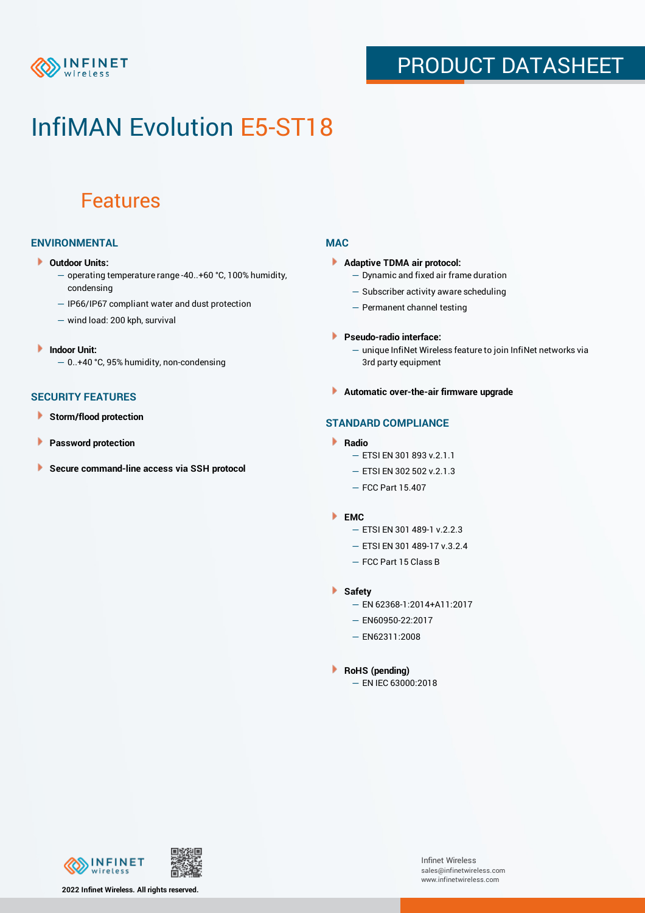# InfiMAN Evolution E5-ST18

## Features

### ENVIRONMENTAL

- **Outdoor Units:**
  - operating temperature range -40..+60 °C, 100% humidity, condensing
  - IP66/IP67 compliant water and dust protection
  - wind load: 200 kph, survival
- **Indoor Unit:**
  - 0..+40 °C, 95% humidity, non-condensing

### SECURITY FEATURES

- **Storm/flood protection**
- **Password protection**
- **Secure command-line access via SSH protocol**

### MAC

- **Adaptive TDMA air protocol:**
  - Dynamic and fixed air frame duration
  - Subscriber activity aware scheduling
  - Permanent channel testing
- **Pseudo-radio interface:**
  - unique InfiNet Wireless feature to join InfiNet networks via 3rd party equipment
- **Automatic over-the-air firmware upgrade**

### STANDARD COMPLIANCE

- **Radio**
  - ETSI EN 301 893 v.2.1.1
  - ETSI EN 302 502 v.2.1.3
  - FCC Part 15.407
- **EMC**
  - ETSI EN 301 489-1 v.2.2.3
  - ETSI EN 301 489-17 v.3.2.4
  - FCC Part 15 Class B
- **Safety**
  - EN 62368-1:2014+A11:2017
  - EN60950-22:2017
  - EN62311:2008
- **RoHS (pending)**
  - EN IEC 63000:2018

**2022 Infinet Wireless. All rights reserved.**

Infinet Wireless
sales@infinetwireless.com
www.infinetwireless.com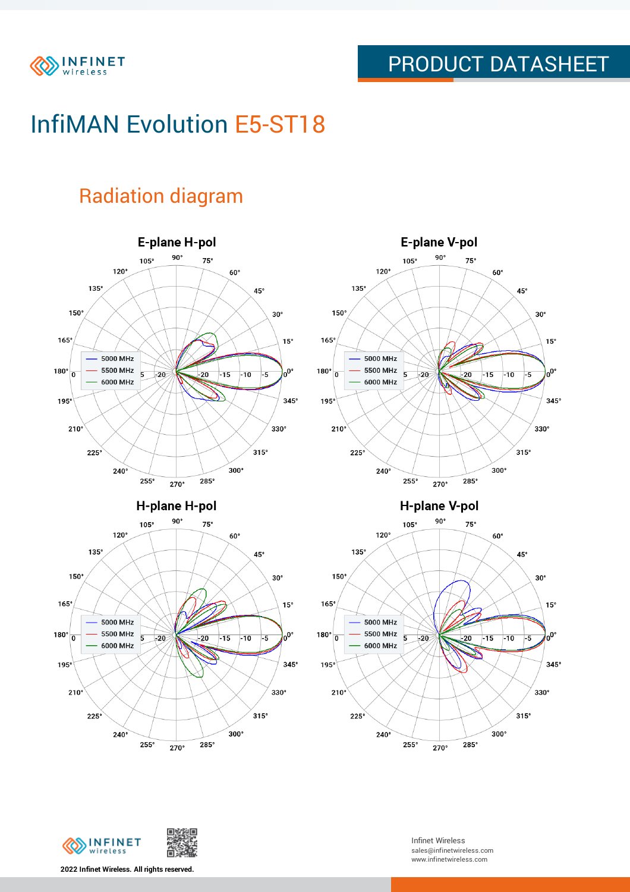# InfiMAN Evolution E5-ST18

## Radiation diagram

**E-plane H-pol**

90° 75° 60° 45° 30° 15° 0° 345° 330° 315° 300° 285° 270° 255° 240° 225° 210° 195° 180° 165° 150° 135° 120° 105°

0 -5 -10 -15 -20 -25

5000 MHz
5500 MHz
6000 MHz

**E-plane V-pol**

90° 75° 60° 45° 30° 15° 0° 345° 330° 315° 300° 285° 270° 255° 240° 225° 210° 195° 180° 165° 150° 135° 120° 105°

0 -5 -10 -15 -20 -25

5000 MHz
5500 MHz
6000 MHz

**H-plane H-pol**

90° 75° 60° 45° 30° 15° 0° 345° 330° 315° 300° 285° 270° 255° 240° 225° 210° 195° 180° 165° 150° 135° 120° 105°

0 -5 -10 -15 -20 -25

5000 MHz
5500 MHz
6000 MHz

**H-plane V-pol**

90° 75° 60° 45° 30° 15° 0° 345° 330° 315° 300° 285° 270° 255° 240° 225° 210° 195° 180° 165° 150° 135° 120° 105°

0 -5 -10 -15 -20 -25

5000 MHz
5500 MHz
6000 MHz

**2022 Infinet Wireless. All rights reserved.**

Infinet Wireless
sales@infinetwireless.com
www.infinetwireless.com